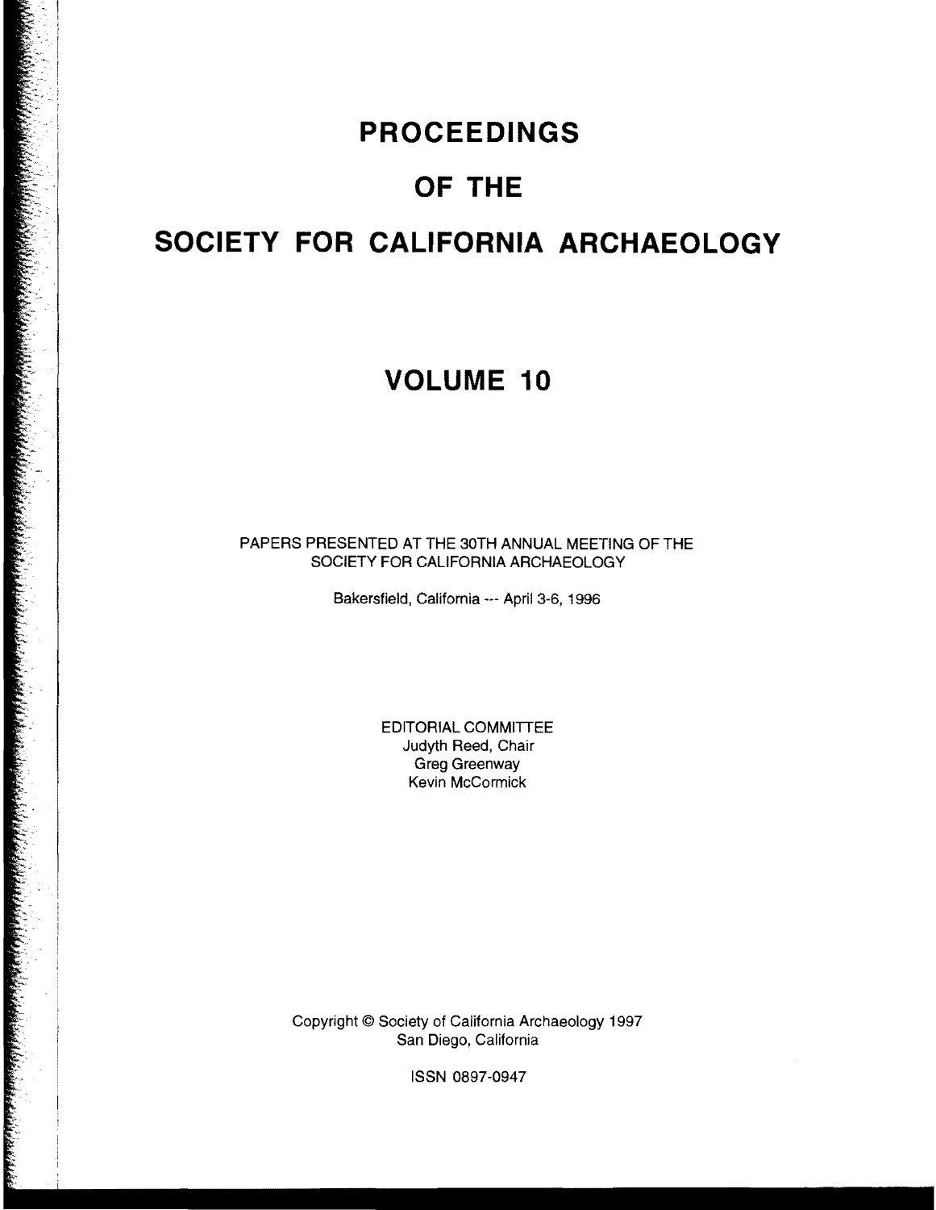# PROCEEDINGS

# OF THE

# SOCIETY FOR CALIFORNIA ARCHAEOLOGY

## VOLUME 10

PAPERS PRESENTED AT THE 30TH ANNUAL MEETING OF THE SOCIETY FOR CALIFORNIA ARCHAEOLOGY

Bakersfield, California --- April 3-6, 1996

EDITORIAL COMMITTEE
Judyth Reed, Chair
Greg Greenway
Kevin McCormick

Copyright © Society of California Archaeology 1997
San Diego, California

ISSN 0897-0947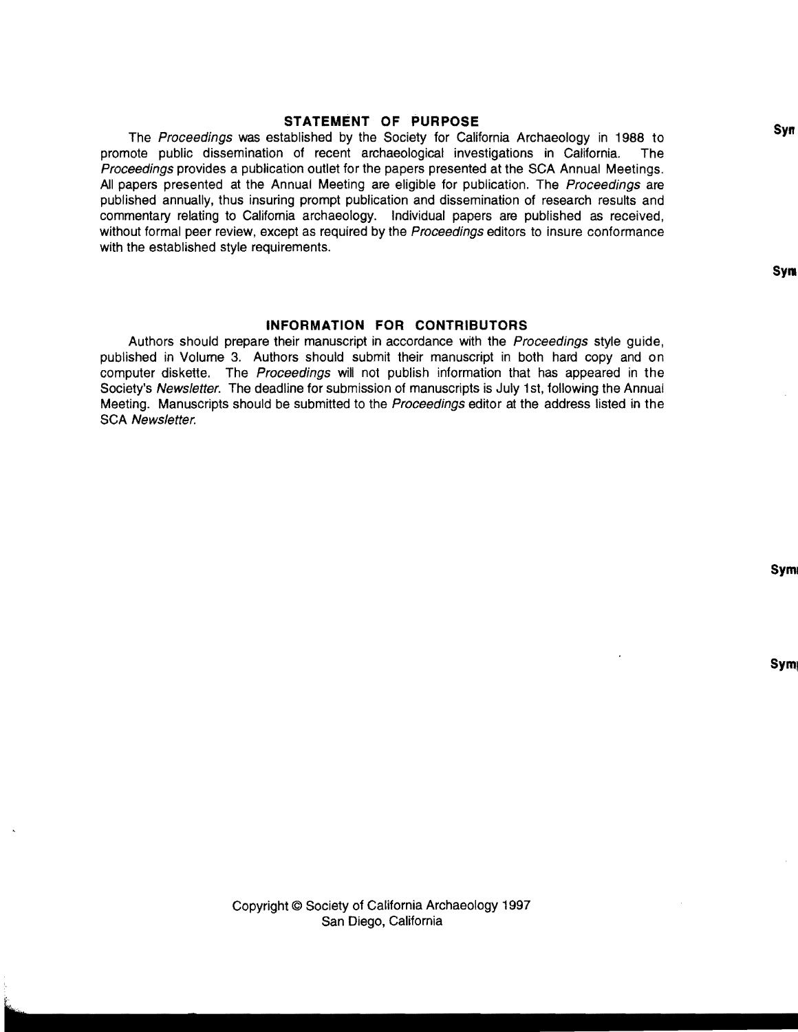## STATEMENT OF PURPOSE

The *Proceedings* was established by the Society for California Archaeology in 1988 to promote public dissemination of recent archaeological investigations in California. The *Proceedings* provides a publication outlet for the papers presented at the SCA Annual Meetings. All papers presented at the Annual Meeting are eligible for publication. The *Proceedings* are published annually, thus insuring prompt publication and dissemination of research results and commentary relating to California archaeology. Individual papers are published as received, without formal peer review, except as required by the *Proceedings* editors to insure conformance with the established style requirements.

## INFORMATION FOR CONTRIBUTORS

Authors should prepare their manuscript in accordance with the *Proceedings* style guide, published in Volume 3. Authors should submit their manuscript in both hard copy and on computer diskette. The *Proceedings* will not publish information that has appeared in the Society's *Newsletter*. The deadline for submission of manuscripts is July 1st, following the Annual Meeting. Manuscripts should be submitted to the *Proceedings* editor at the address listed in the SCA *Newsletter*.

Copyright © Society of California Archaeology 1997
San Diego, California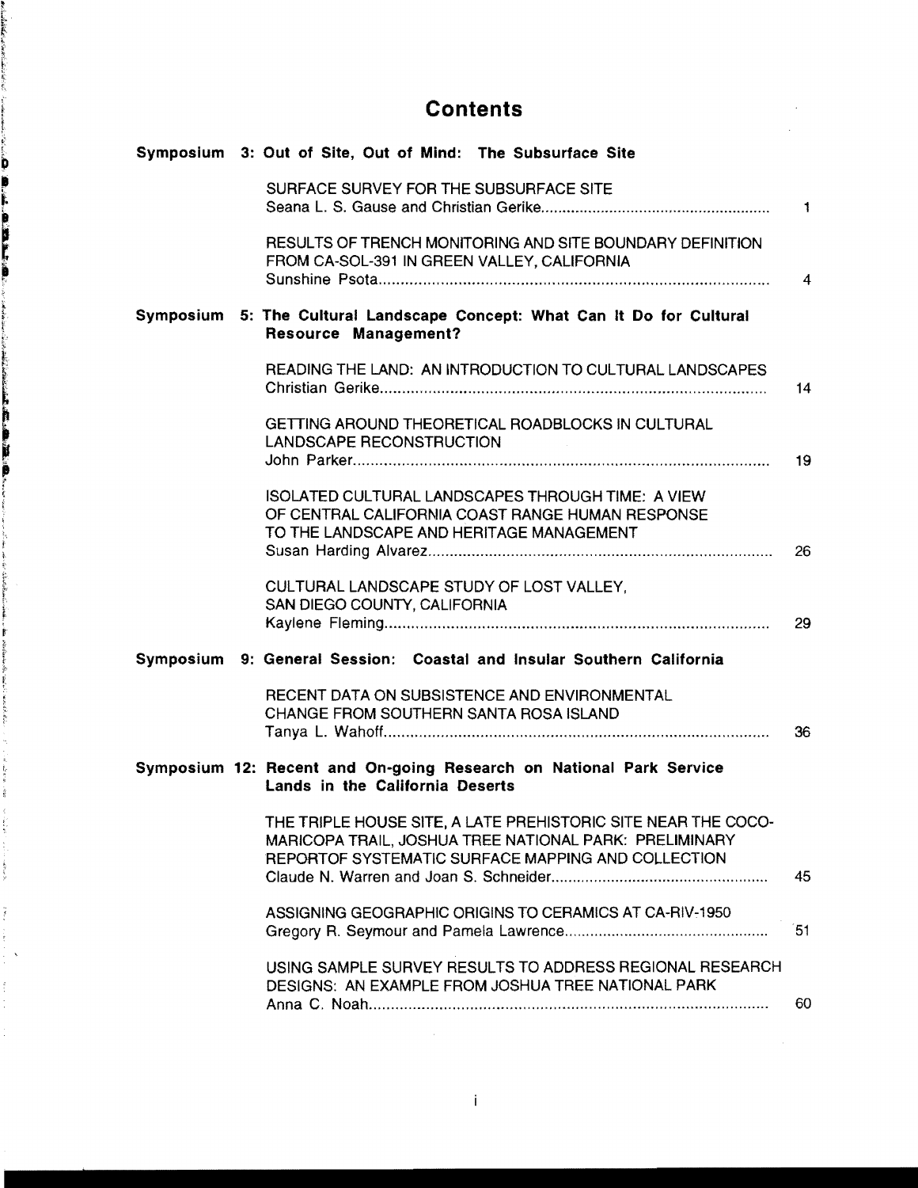# Contents

**Symposium 3: Out of Site, Out of Mind: The Subsurface Site**

SURFACE SURVEY FOR THE SUBSURFACE SITE
Seana L. S. Gause and Christian Gerike ..... 1

RESULTS OF TRENCH MONITORING AND SITE BOUNDARY DEFINITION FROM CA-SOL-391 IN GREEN VALLEY, CALIFORNIA
Sunshine Psota ..... 4

**Symposium 5: The Cultural Landscape Concept: What Can It Do for Cultural Resource Management?**

READING THE LAND: AN INTRODUCTION TO CULTURAL LANDSCAPES
Christian Gerike ..... 14

GETTING AROUND THEORETICAL ROADBLOCKS IN CULTURAL LANDSCAPE RECONSTRUCTION
John Parker ..... 19

ISOLATED CULTURAL LANDSCAPES THROUGH TIME: A VIEW OF CENTRAL CALIFORNIA COAST RANGE HUMAN RESPONSE TO THE LANDSCAPE AND HERITAGE MANAGEMENT
Susan Harding Alvarez ..... 26

CULTURAL LANDSCAPE STUDY OF LOST VALLEY, SAN DIEGO COUNTY, CALIFORNIA
Kaylene Fleming ..... 29

**Symposium 9: General Session: Coastal and Insular Southern California**

RECENT DATA ON SUBSISTENCE AND ENVIRONMENTAL CHANGE FROM SOUTHERN SANTA ROSA ISLAND
Tanya L. Wahoff ..... 36

**Symposium 12: Recent and On-going Research on National Park Service Lands in the California Deserts**

THE TRIPLE HOUSE SITE, A LATE PREHISTORIC SITE NEAR THE COCO-MARICOPA TRAIL, JOSHUA TREE NATIONAL PARK: PRELIMINARY REPORTOF SYSTEMATIC SURFACE MAPPING AND COLLECTION
Claude N. Warren and Joan S. Schneider ..... 45

ASSIGNING GEOGRAPHIC ORIGINS TO CERAMICS AT CA-RIV-1950
Gregory R. Seymour and Pamela Lawrence ..... 51

USING SAMPLE SURVEY RESULTS TO ADDRESS REGIONAL RESEARCH DESIGNS: AN EXAMPLE FROM JOSHUA TREE NATIONAL PARK
Anna C. Noah ..... 60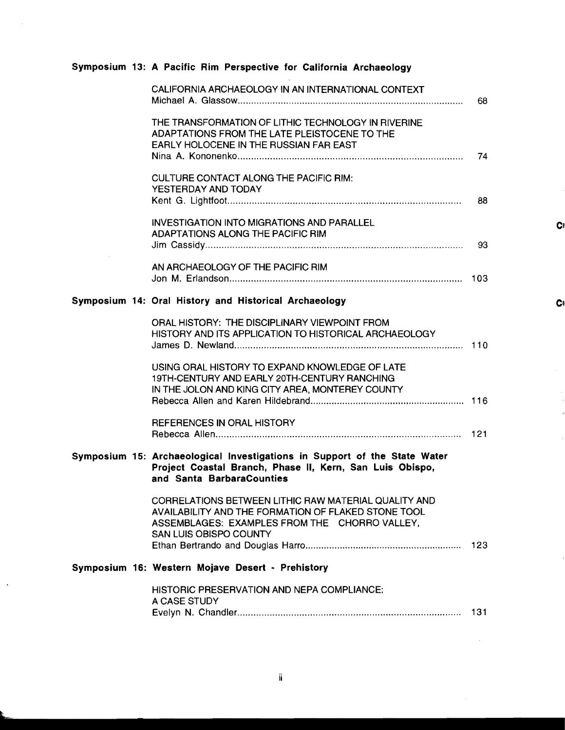**Symposium 13: A Pacific Rim Perspective for California Archaeology**

CALIFORNIA ARCHAEOLOGY IN AN INTERNATIONAL CONTEXT
Michael A. Glassow .......... 68

THE TRANSFORMATION OF LITHIC TECHNOLOGY IN RIVERINE ADAPTATIONS FROM THE LATE PLEISTOCENE TO THE EARLY HOLOCENE IN THE RUSSIAN FAR EAST
Nina A. Kononenko .......... 74

CULTURE CONTACT ALONG THE PACIFIC RIM: YESTERDAY AND TODAY
Kent G. Lightfoot .......... 88

INVESTIGATION INTO MIGRATIONS AND PARALLEL ADAPTATIONS ALONG THE PACIFIC RIM
Jim Cassidy .......... 93

AN ARCHAEOLOGY OF THE PACIFIC RIM
Jon M. Erlandson .......... 103

**Symposium 14: Oral History and Historical Archaeology**

ORAL HISTORY: THE DISCIPLINARY VIEWPOINT FROM HISTORY AND ITS APPLICATION TO HISTORICAL ARCHAEOLOGY
James D. Newland .......... 110

USING ORAL HISTORY TO EXPAND KNOWLEDGE OF LATE 19TH-CENTURY AND EARLY 20TH-CENTURY RANCHING IN THE JOLON AND KING CITY AREA, MONTEREY COUNTY
Rebecca Allen and Karen Hildebrand .......... 116

REFERENCES IN ORAL HISTORY
Rebecca Allen .......... 121

**Symposium 15: Archaeological Investigations in Support of the State Water Project Coastal Branch, Phase II, Kern, San Luis Obispo, and Santa BarbaraCounties**

CORRELATIONS BETWEEN LITHIC RAW MATERIAL QUALITY AND AVAILABILITY AND THE FORMATION OF FLAKED STONE TOOL ASSEMBLAGES: EXAMPLES FROM THE CHORRO VALLEY, SAN LUIS OBISPO COUNTY
Ethan Bertrando and Douglas Harro .......... 123

**Symposium 16: Western Mojave Desert - Prehistory**

HISTORIC PRESERVATION AND NEPA COMPLIANCE: A CASE STUDY
Evelyn N. Chandler .......... 131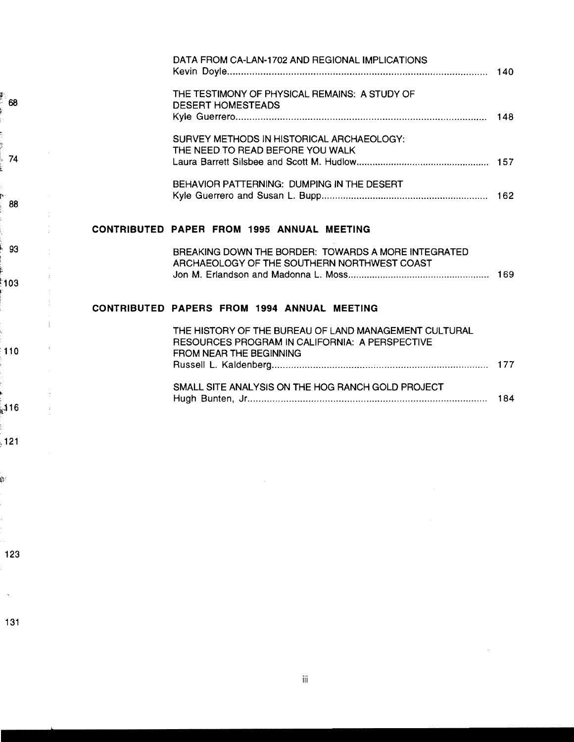DATA FROM CA-LAN-1702 AND REGIONAL IMPLICATIONS
Kevin Doyle .......... 140

THE TESTIMONY OF PHYSICAL REMAINS: A STUDY OF DESERT HOMESTEADS
Kyle Guerrero .......... 148

SURVEY METHODS IN HISTORICAL ARCHAEOLOGY: THE NEED TO READ BEFORE YOU WALK
Laura Barrett Silsbee and Scott M. Hudlow .......... 157

BEHAVIOR PATTERNING: DUMPING IN THE DESERT
Kyle Guerrero and Susan L. Bupp .......... 162

## CONTRIBUTED PAPER FROM 1995 ANNUAL MEETING

BREAKING DOWN THE BORDER: TOWARDS A MORE INTEGRATED ARCHAEOLOGY OF THE SOUTHERN NORTHWEST COAST
Jon M. Erlandson and Madonna L. Moss .......... 169

## CONTRIBUTED PAPERS FROM 1994 ANNUAL MEETING

THE HISTORY OF THE BUREAU OF LAND MANAGEMENT CULTURAL RESOURCES PROGRAM IN CALIFORNIA: A PERSPECTIVE FROM NEAR THE BEGINNING
Russell L. Kaldenberg .......... 177

SMALL SITE ANALYSIS ON THE HOG RANCH GOLD PROJECT
Hugh Bunten, Jr. .......... 184